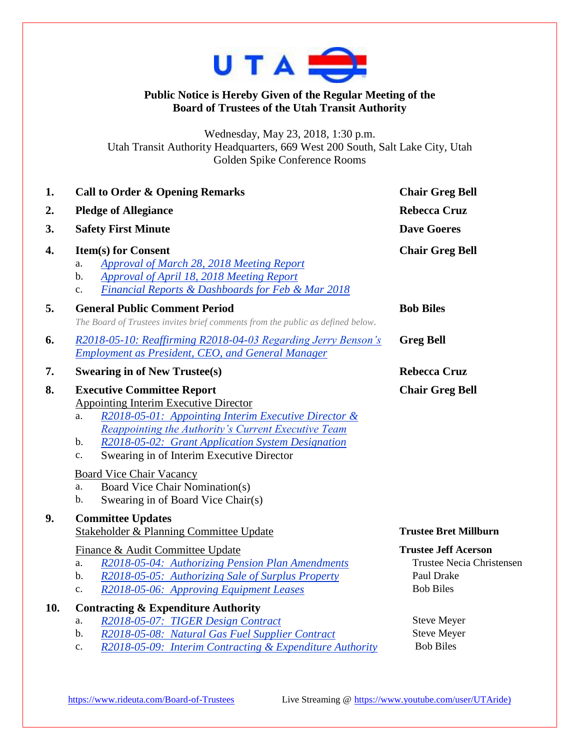**Public Notice is Hereby Given of the Regular Meeting of the Board of Trustees of the Utah Transit Authority**

Wednesday, May 23, 2018, 1:30 p.m.
Utah Transit Authority Headquarters, 669 West 200 South, Salt Lake City, Utah
Golden Spike Conference Rooms

| | | |
|---|---|---|
| **1.** | **Call to Order & Opening Remarks** | **Chair Greg Bell** |
| **2.** | **Pledge of Allegiance** | **Rebecca Cruz** |
| **3.** | **Safety First Minute** | **Dave Goeres** |
| **4.** | **Item(s) for Consent**<br>a. *Approval of March 28, 2018 Meeting Report*<br>b. *Approval of April 18, 2018 Meeting Report*<br>c. *Financial Reports & Dashboards for Feb & Mar 2018* | **Chair Greg Bell** |
| **5.** | **General Public Comment Period**<br>*The Board of Trustees invites brief comments from the public as defined below.* | **Bob Biles** |
| **6.** | *R2018-05-10: Reaffirming R2018-04-03 Regarding Jerry Benson's Employment as President, CEO, and General Manager* | **Greg Bell** |
| **7.** | **Swearing in of New Trustee(s)** | **Rebecca Cruz** |
| **8.** | **Executive Committee Report**<br>Appointing Interim Executive Director<br>a. *R2018-05-01: Appointing Interim Executive Director & Reappointing the Authority's Current Executive Team*<br>b. *R2018-05-02: Grant Application System Designation*<br>c. Swearing in of Interim Executive Director<br><br>Board Vice Chair Vacancy<br>a. Board Vice Chair Nomination(s)<br>b. Swearing in of Board Vice Chair(s) | **Chair Greg Bell** |
| **9.** | **Committee Updates**<br>Stakeholder & Planning Committee Update | **Trustee Bret Millburn** |
| | Finance & Audit Committee Update<br>a. *R2018-05-04: Authorizing Pension Plan Amendments*<br>b. *R2018-05-05: Authorizing Sale of Surplus Property*<br>c. *R2018-05-06: Approving Equipment Leases* | **Trustee Jeff Acerson**<br>Trustee Necia Christensen<br>Paul Drake<br>Bob Biles |
| **10.** | **Contracting & Expenditure Authority**<br>a. *R2018-05-07: TIGER Design Contract*<br>b. *R2018-05-08: Natural Gas Fuel Supplier Contract*<br>c. *R2018-05-09: Interim Contracting & Expenditure Authority* | <br>Steve Meyer<br>Steve Meyer<br>Bob Biles |

https://www.rideuta.com/Board-of-Trustees Live Streaming @ https://www.youtube.com/user/UTAride)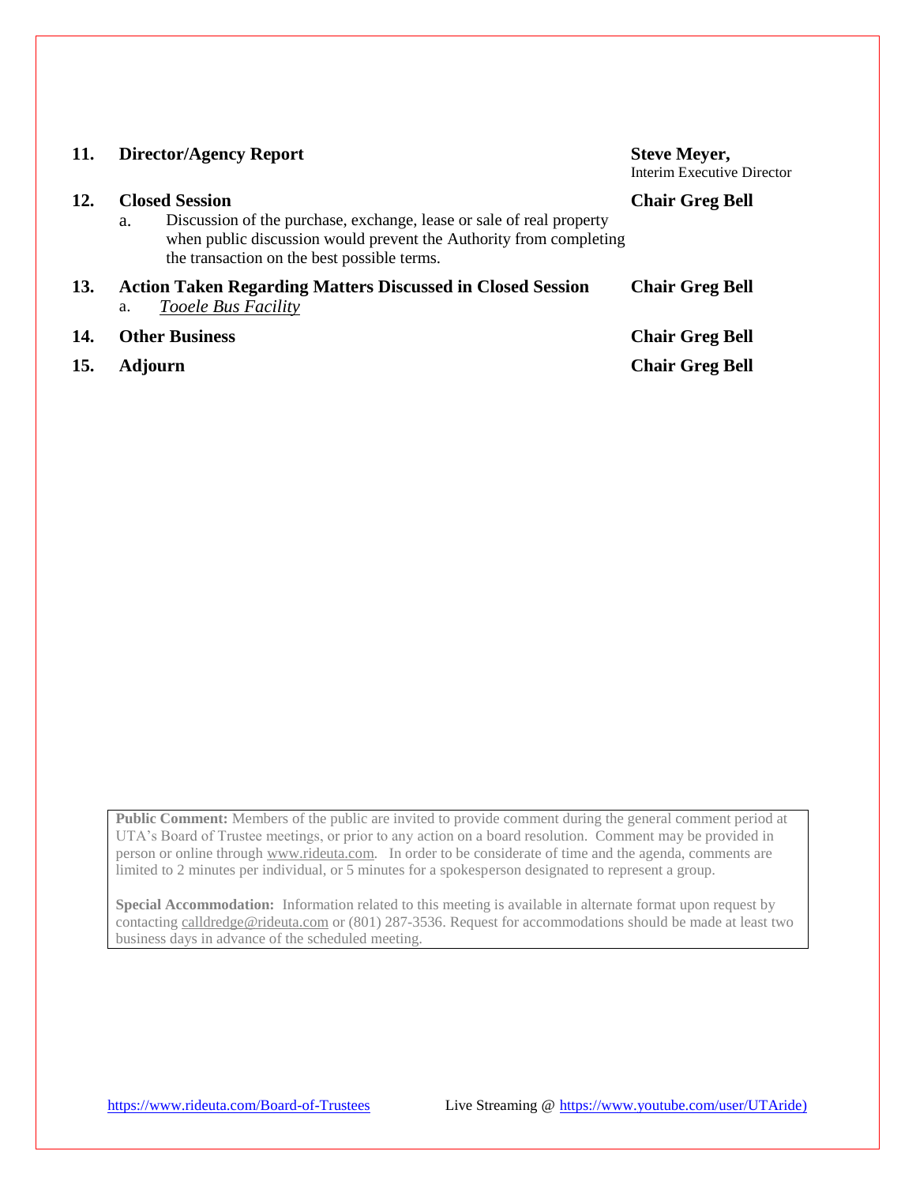**11.** **Director/Agency Report** — **Steve Meyer,** Interim Executive Director

**12.** **Closed Session** — **Chair Greg Bell**

a. Discussion of the purchase, exchange, lease or sale of real property when public discussion would prevent the Authority from completing the transaction on the best possible terms.

**13.** **Action Taken Regarding Matters Discussed in Closed Session** — **Chair Greg Bell**

a. *Tooele Bus Facility*

**14.** **Other Business** — **Chair Greg Bell**

**15.** **Adjourn** — **Chair Greg Bell**

**Public Comment:** Members of the public are invited to provide comment during the general comment period at UTA's Board of Trustee meetings, or prior to any action on a board resolution. Comment may be provided in person or online through www.rideuta.com. In order to be considerate of time and the agenda, comments are limited to 2 minutes per individual, or 5 minutes for a spokesperson designated to represent a group.

**Special Accommodation:** Information related to this meeting is available in alternate format upon request by contacting calldredge@rideuta.com or (801) 287-3536. Request for accommodations should be made at least two business days in advance of the scheduled meeting.

https://www.rideuta.com/Board-of-Trustees Live Streaming @ https://www.youtube.com/user/UTAride)